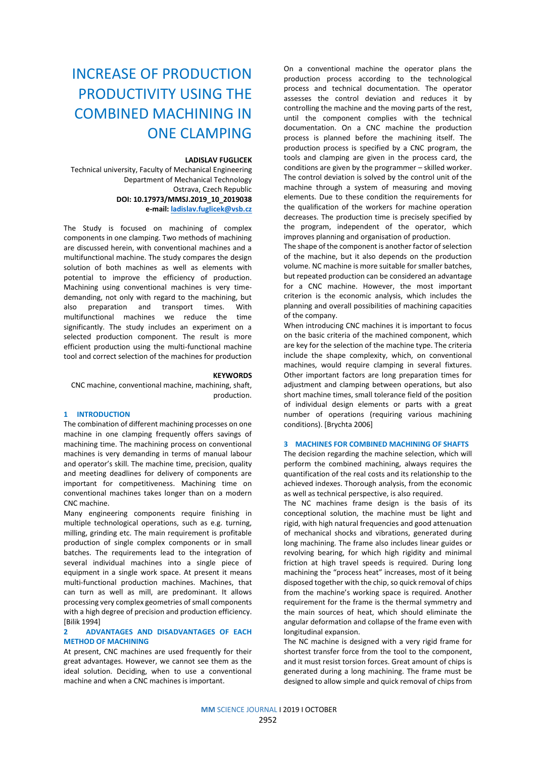# INCREASE OF PRODUCTION PRODUCTIVITY USING THE COMBINED MACHINING IN ONE CLAMPING

**LADISLAV FUGLICEK**

Technical university, Faculty of Mechanical Engineering
Department of Mechanical Technology
Ostrava, Czech Republic

**DOI: 10.17973/MMSJ.2019_10_2019038**

**e-mail: ladislav.fuglicek@vsb.cz**

The Study is focused on machining of complex components in one clamping. Two methods of machining are discussed herein, with conventional machines and a multifunctional machine. The study compares the design solution of both machines as well as elements with potential to improve the efficiency of production. Machining using conventional machines is very time-demanding, not only with regard to the machining, but also preparation and transport times. With multifunctional machines we reduce the time significantly. The study includes an experiment on a selected production component. The result is more efficient production using the multi-functional machine tool and correct selection of the machines for production

**KEYWORDS**

CNC machine, conventional machine, machining, shaft, production.

## 1 INTRODUCTION

The combination of different machining processes on one machine in one clamping frequently offers savings of machining time. The machining process on conventional machines is very demanding in terms of manual labour and operator's skill. The machine time, precision, quality and meeting deadlines for delivery of components are important for competitiveness. Machining time on conventional machines takes longer than on a modern CNC machine.

Many engineering components require finishing in multiple technological operations, such as e.g. turning, milling, grinding etc. The main requirement is profitable production of single complex components or in small batches. The requirements lead to the integration of several individual machines into a single piece of equipment in a single work space. At present it means multi-functional production machines. Machines, that can turn as well as mill, are predominant. It allows processing very complex geometries of small components with a high degree of precision and production efficiency. [Bilik 1994]

## 2 ADVANTAGES AND DISADVANTAGES OF EACH METHOD OF MACHINING

At present, CNC machines are used frequently for their great advantages. However, we cannot see them as the ideal solution. Deciding, when to use a conventional machine and when a CNC machines is important.

On a conventional machine the operator plans the production process according to the technological process and technical documentation. The operator assesses the control deviation and reduces it by controlling the machine and the moving parts of the rest, until the component complies with the technical documentation. On a CNC machine the production process is planned before the machining itself. The production process is specified by a CNC program, the tools and clamping are given in the process card, the conditions are given by the programmer – skilled worker. The control deviation is solved by the control unit of the machine through a system of measuring and moving elements. Due to these condition the requirements for the qualification of the workers for machine operation decreases. The production time is precisely specified by the program, independent of the operator, which improves planning and organisation of production.

The shape of the component is another factor of selection of the machine, but it also depends on the production volume. NC machine is more suitable for smaller batches, but repeated production can be considered an advantage for a CNC machine. However, the most important criterion is the economic analysis, which includes the planning and overall possibilities of machining capacities of the company.

When introducing CNC machines it is important to focus on the basic criteria of the machined component, which are key for the selection of the machine type. The criteria include the shape complexity, which, on conventional machines, would require clamping in several fixtures. Other important factors are long preparation times for adjustment and clamping between operations, but also short machine times, small tolerance field of the position of individual design elements or parts with a great number of operations (requiring various machining conditions). [Brychta 2006]

## 3 MACHINES FOR COMBINED MACHINING OF SHAFTS

The decision regarding the machine selection, which will perform the combined machining, always requires the quantification of the real costs and its relationship to the achieved indexes. Thorough analysis, from the economic as well as technical perspective, is also required.

The NC machines frame design is the basis of its conceptional solution, the machine must be light and rigid, with high natural frequencies and good attenuation of mechanical shocks and vibrations, generated during long machining. The frame also includes linear guides or revolving bearing, for which high rigidity and minimal friction at high travel speeds is required. During long machining the "process heat" increases, most of it being disposed together with the chip, so quick removal of chips from the machine's working space is required. Another requirement for the frame is the thermal symmetry and the main sources of heat, which should eliminate the angular deformation and collapse of the frame even with longitudinal expansion.

The NC machine is designed with a very rigid frame for shortest transfer force from the tool to the component, and it must resist torsion forces. Great amount of chips is generated during a long machining. The frame must be designed to allow simple and quick removal of chips from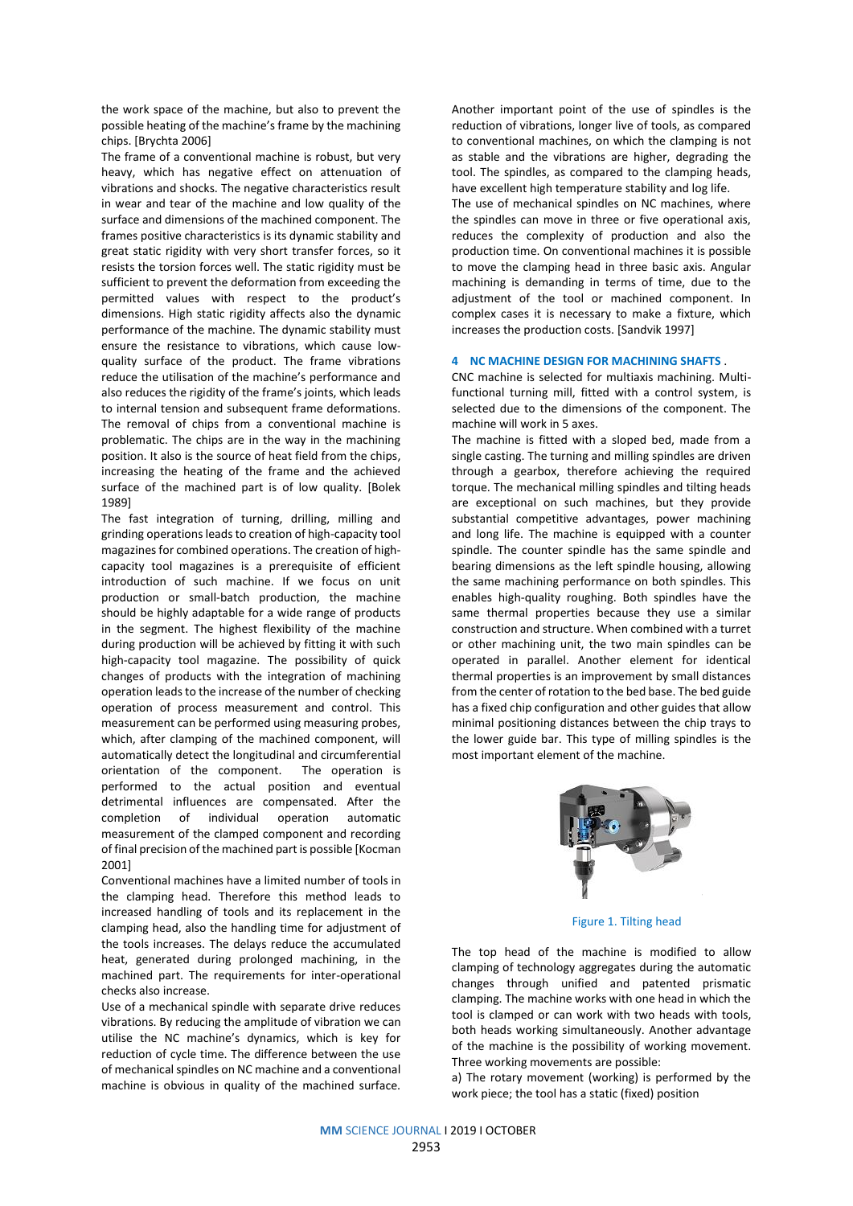the work space of the machine, but also to prevent the possible heating of the machine's frame by the machining chips. [Brychta 2006]

The frame of a conventional machine is robust, but very heavy, which has negative effect on attenuation of vibrations and shocks. The negative characteristics result in wear and tear of the machine and low quality of the surface and dimensions of the machined component. The frames positive characteristics is its dynamic stability and great static rigidity with very short transfer forces, so it resists the torsion forces well. The static rigidity must be sufficient to prevent the deformation from exceeding the permitted values with respect to the product's dimensions. High static rigidity affects also the dynamic performance of the machine. The dynamic stability must ensure the resistance to vibrations, which cause low-quality surface of the product. The frame vibrations reduce the utilisation of the machine's performance and also reduces the rigidity of the frame's joints, which leads to internal tension and subsequent frame deformations. The removal of chips from a conventional machine is problematic. The chips are in the way in the machining position. It also is the source of heat field from the chips, increasing the heating of the frame and the achieved surface of the machined part is of low quality. [Bolek 1989]

The fast integration of turning, drilling, milling and grinding operations leads to creation of high-capacity tool magazines for combined operations. The creation of high-capacity tool magazines is a prerequisite of efficient introduction of such machine. If we focus on unit production or small-batch production, the machine should be highly adaptable for a wide range of products in the segment. The highest flexibility of the machine during production will be achieved by fitting it with such high-capacity tool magazine. The possibility of quick changes of products with the integration of machining operation leads to the increase of the number of checking operation of process measurement and control. This measurement can be performed using measuring probes, which, after clamping of the machined component, will automatically detect the longitudinal and circumferential orientation of the component. The operation is performed to the actual position and eventual detrimental influences are compensated. After the completion of individual operation automatic measurement of the clamped component and recording of final precision of the machined part is possible [Kocman 2001]

Conventional machines have a limited number of tools in the clamping head. Therefore this method leads to increased handling of tools and its replacement in the clamping head, also the handling time for adjustment of the tools increases. The delays reduce the accumulated heat, generated during prolonged machining, in the machined part. The requirements for inter-operational checks also increase.

Use of a mechanical spindle with separate drive reduces vibrations. By reducing the amplitude of vibration we can utilise the NC machine's dynamics, which is key for reduction of cycle time. The difference between the use of mechanical spindles on NC machine and a conventional machine is obvious in quality of the machined surface. Another important point of the use of spindles is the reduction of vibrations, longer live of tools, as compared to conventional machines, on which the clamping is not as stable and the vibrations are higher, degrading the tool. The spindles, as compared to the clamping heads, have excellent high temperature stability and log life.

The use of mechanical spindles on NC machines, where the spindles can move in three or five operational axis, reduces the complexity of production and also the production time. On conventional machines it is possible to move the clamping head in three basic axis. Angular machining is demanding in terms of time, due to the adjustment of the tool or machined component. In complex cases it is necessary to make a fixture, which increases the production costs. [Sandvik 1997]

## 4 NC MACHINE DESIGN FOR MACHINING SHAFTS .

CNC machine is selected for multiaxis machining. Multi-functional turning mill, fitted with a control system, is selected due to the dimensions of the component. The machine will work in 5 axes.

The machine is fitted with a sloped bed, made from a single casting. The turning and milling spindles are driven through a gearbox, therefore achieving the required torque. The mechanical milling spindles and tilting heads are exceptional on such machines, but they provide substantial competitive advantages, power machining and long life. The machine is equipped with a counter spindle. The counter spindle has the same spindle and bearing dimensions as the left spindle housing, allowing the same machining performance on both spindles. This enables high-quality roughing. Both spindles have the same thermal properties because they use a similar construction and structure. When combined with a turret or other machining unit, the two main spindles can be operated in parallel. Another element for identical thermal properties is an improvement by small distances from the center of rotation to the bed base. The bed guide has a fixed chip configuration and other guides that allow minimal positioning distances between the chip trays to the lower guide bar. This type of milling spindles is the most important element of the machine.

Figure 1. Tilting head

The top head of the machine is modified to allow clamping of technology aggregates during the automatic changes through unified and patented prismatic clamping. The machine works with one head in which the tool is clamped or can work with two heads with tools, both heads working simultaneously. Another advantage of the machine is the possibility of working movement. Three working movements are possible:

a) The rotary movement (working) is performed by the work piece; the tool has a static (fixed) position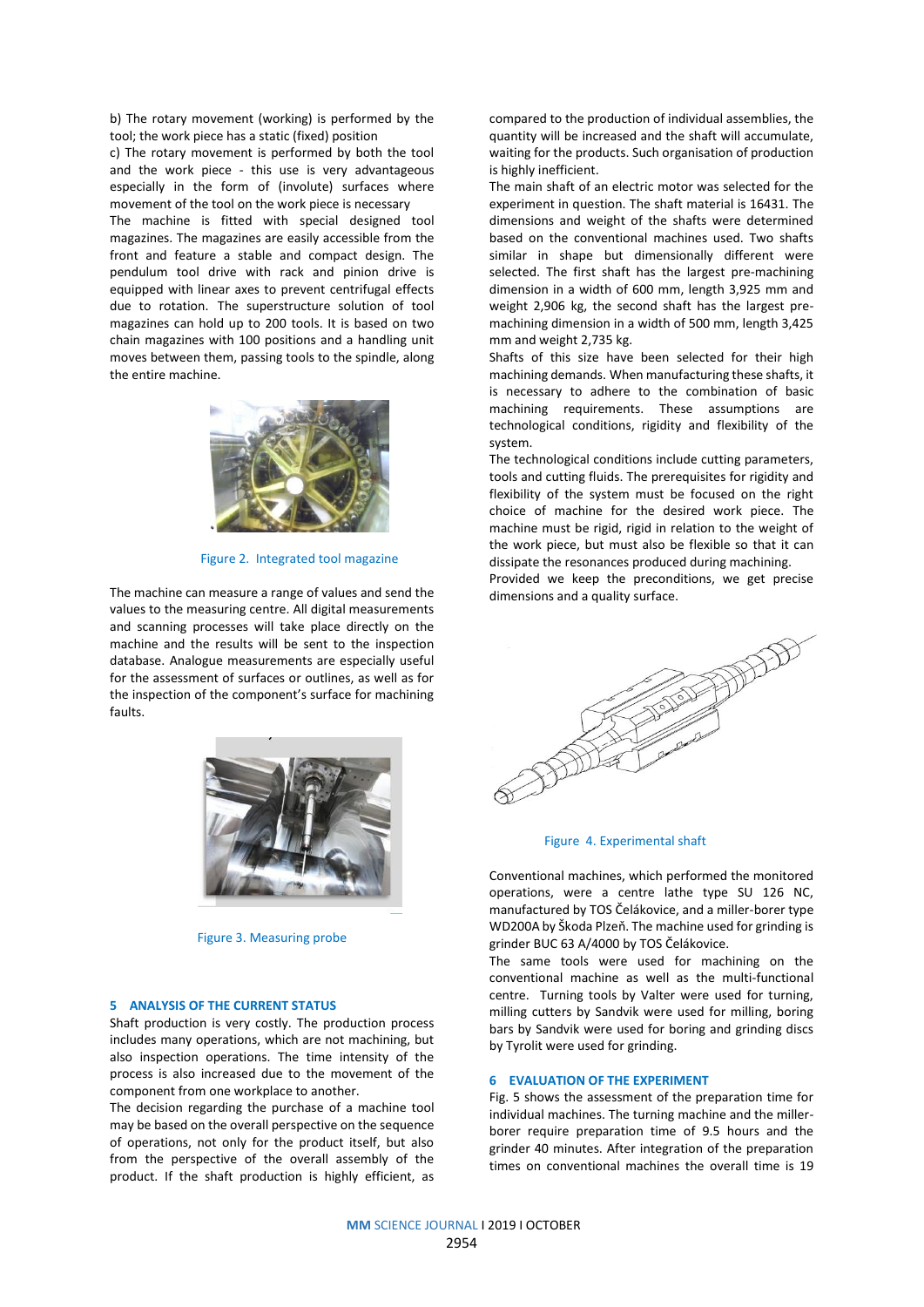b) The rotary movement (working) is performed by the tool; the work piece has a static (fixed) position

c) The rotary movement is performed by both the tool and the work piece - this use is very advantageous especially in the form of (involute) surfaces where movement of the tool on the work piece is necessary

The machine is fitted with special designed tool magazines. The magazines are easily accessible from the front and feature a stable and compact design. The pendulum tool drive with rack and pinion drive is equipped with linear axes to prevent centrifugal effects due to rotation. The superstructure solution of tool magazines can hold up to 200 tools. It is based on two chain magazines with 100 positions and a handling unit moves between them, passing tools to the spindle, along the entire machine.

Figure 2. Integrated tool magazine

The machine can measure a range of values and send the values to the measuring centre. All digital measurements and scanning processes will take place directly on the machine and the results will be sent to the inspection database. Analogue measurements are especially useful for the assessment of surfaces or outlines, as well as for the inspection of the component's surface for machining faults.

Figure 3. Measuring probe

## 5 ANALYSIS OF THE CURRENT STATUS

Shaft production is very costly. The production process includes many operations, which are not machining, but also inspection operations. The time intensity of the process is also increased due to the movement of the component from one workplace to another.

The decision regarding the purchase of a machine tool may be based on the overall perspective on the sequence of operations, not only for the product itself, but also from the perspective of the overall assembly of the product. If the shaft production is highly efficient, as compared to the production of individual assemblies, the quantity will be increased and the shaft will accumulate, waiting for the products. Such organisation of production is highly inefficient.

The main shaft of an electric motor was selected for the experiment in question. The shaft material is 16431. The dimensions and weight of the shafts were determined based on the conventional machines used. Two shafts similar in shape but dimensionally different were selected. The first shaft has the largest pre-machining dimension in a width of 600 mm, length 3,925 mm and weight 2,906 kg, the second shaft has the largest pre-machining dimension in a width of 500 mm, length 3,425 mm and weight 2,735 kg.

Shafts of this size have been selected for their high machining demands. When manufacturing these shafts, it is necessary to adhere to the combination of basic machining requirements. These assumptions are technological conditions, rigidity and flexibility of the system.

The technological conditions include cutting parameters, tools and cutting fluids. The prerequisites for rigidity and flexibility of the system must be focused on the right choice of machine for the desired work piece. The machine must be rigid, rigid in relation to the weight of the work piece, but must also be flexible so that it can dissipate the resonances produced during machining.

Provided we keep the preconditions, we get precise dimensions and a quality surface.

Figure 4. Experimental shaft

Conventional machines, which performed the monitored operations, were a centre lathe type SU 126 NC, manufactured by TOS Čelákovice, and a miller-borer type WD200A by Škoda Plzeň. The machine used for grinding is grinder BUC 63 A/4000 by TOS Čelákovice.

The same tools were used for machining on the conventional machine as well as the multi-functional centre. Turning tools by Valter were used for turning, milling cutters by Sandvik were used for milling, boring bars by Sandvik were used for boring and grinding discs by Tyrolit were used for grinding.

## 6 EVALUATION OF THE EXPERIMENT

Fig. 5 shows the assessment of the preparation time for individual machines. The turning machine and the miller-borer require preparation time of 9.5 hours and the grinder 40 minutes. After integration of the preparation times on conventional machines the overall time is 19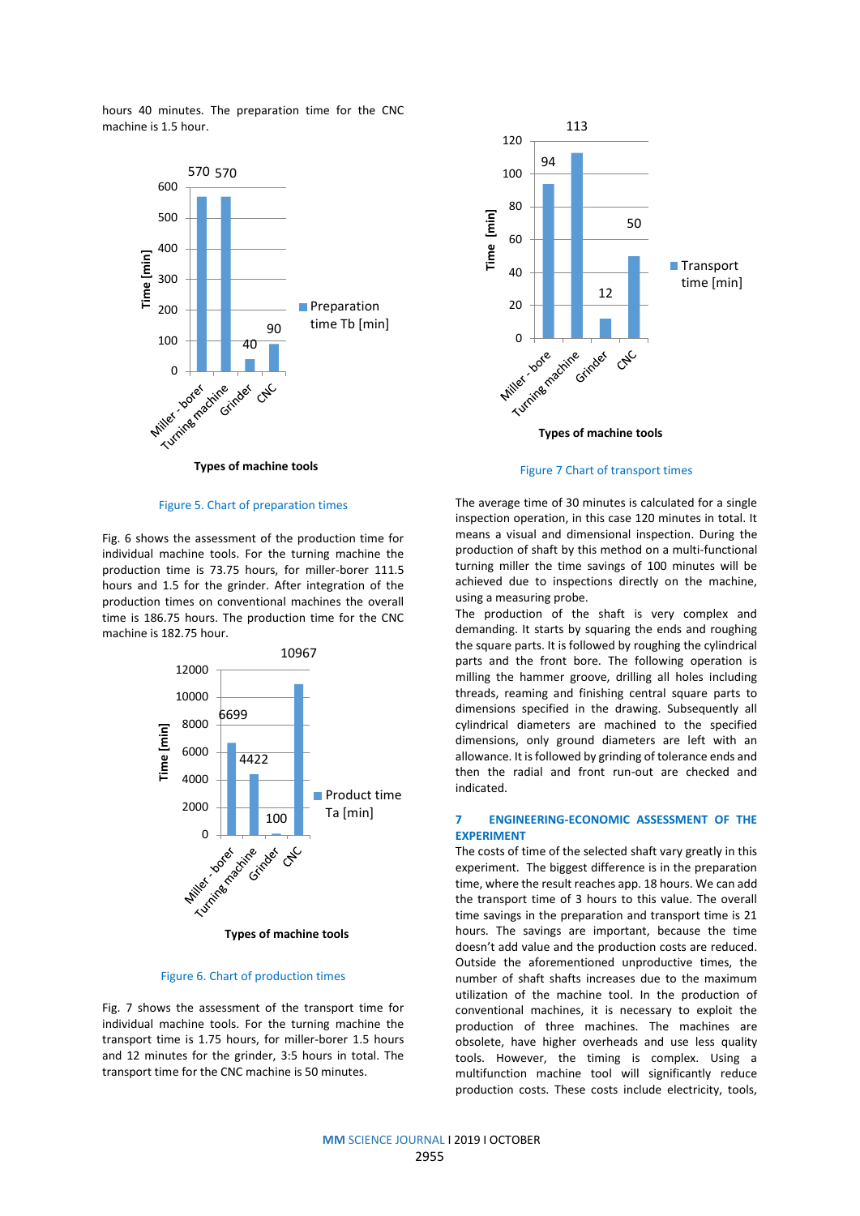hours 40 minutes. The preparation time for the CNC machine is 1.5 hour.

Figure 5. Chart of preparation times

Fig. 6 shows the assessment of the production time for individual machine tools. For the turning machine the production time is 73.75 hours, for miller-borer 111.5 hours and 1.5 for the grinder. After integration of the production times on conventional machines the overall time is 186.75 hours. The production time for the CNC machine is 182.75 hour.

Figure 6. Chart of production times

Fig. 7 shows the assessment of the transport time for individual machine tools. For the turning machine the transport time is 1.75 hours, for miller-borer 1.5 hours and 12 minutes for the grinder, 3:5 hours in total. The transport time for the CNC machine is 50 minutes.

Figure 7 Chart of transport times

The average time of 30 minutes is calculated for a single inspection operation, in this case 120 minutes in total. It means a visual and dimensional inspection. During the production of shaft by this method on a multi-functional turning miller the time savings of 100 minutes will be achieved due to inspections directly on the machine, using a measuring probe.

The production of the shaft is very complex and demanding. It starts by squaring the ends and roughing the square parts. It is followed by roughing the cylindrical parts and the front bore. The following operation is milling the hammer groove, drilling all holes including threads, reaming and finishing central square parts to dimensions specified in the drawing. Subsequently all cylindrical diameters are machined to the specified dimensions, only ground diameters are left with an allowance. It is followed by grinding of tolerance ends and then the radial and front run-out are checked and indicated.

## 7 ENGINEERING-ECONOMIC ASSESSMENT OF THE EXPERIMENT

The costs of time of the selected shaft vary greatly in this experiment. The biggest difference is in the preparation time, where the result reaches app. 18 hours. We can add the transport time of 3 hours to this value. The overall time savings in the preparation and transport time is 21 hours. The savings are important, because the time doesn't add value and the production costs are reduced. Outside the aforementioned unproductive times, the number of shaft shafts increases due to the maximum utilization of the machine tool. In the production of conventional machines, it is necessary to exploit the production of three machines. The machines are obsolete, have higher overheads and use less quality tools. However, the timing is complex. Using a multifunction machine tool will significantly reduce production costs. These costs include electricity, tools,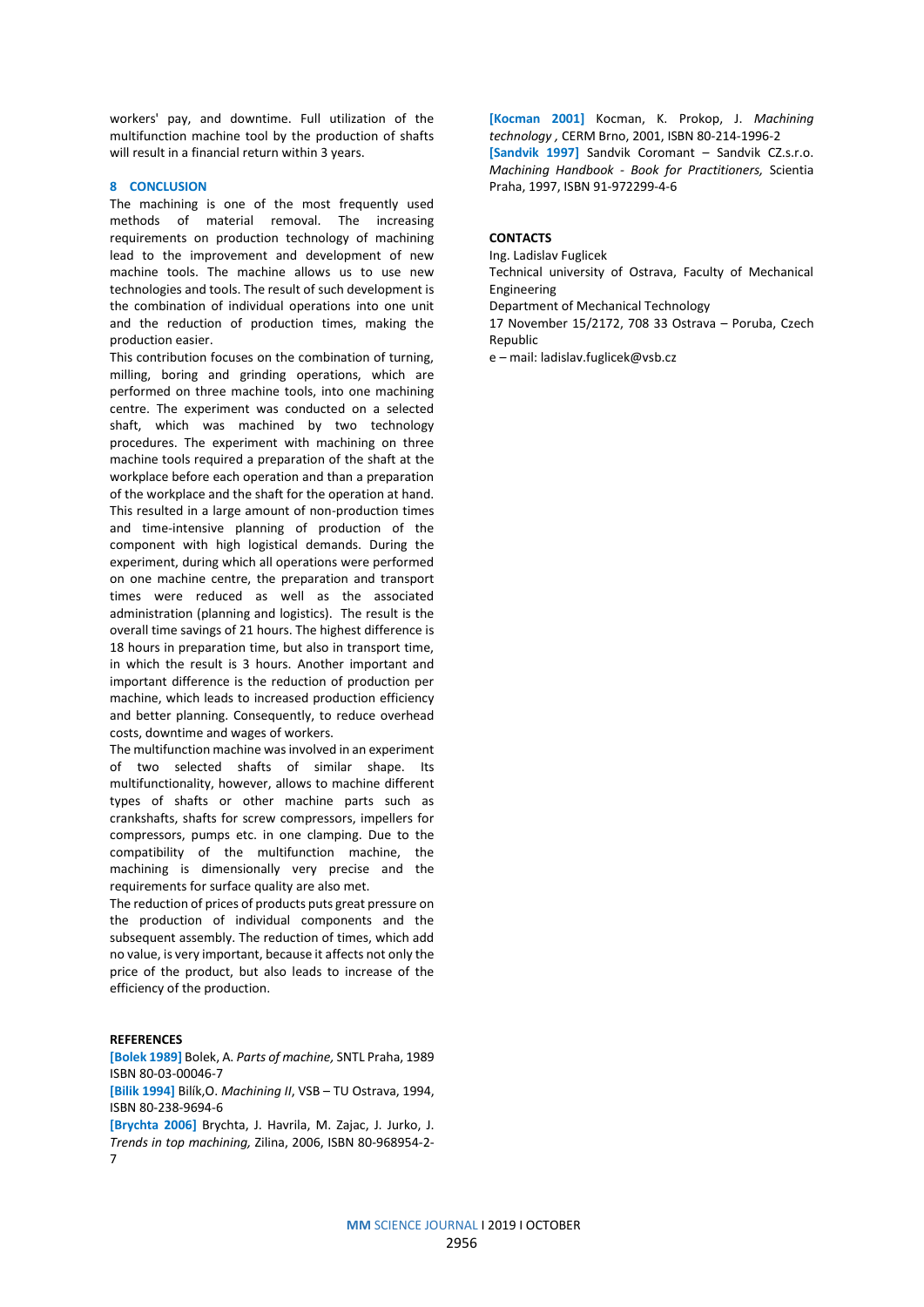workers' pay, and downtime. Full utilization of the multifunction machine tool by the production of shafts will result in a financial return within 3 years.

## 8 CONCLUSION

The machining is one of the most frequently used methods of material removal. The increasing requirements on production technology of machining lead to the improvement and development of new machine tools. The machine allows us to use new technologies and tools. The result of such development is the combination of individual operations into one unit and the reduction of production times, making the production easier.

This contribution focuses on the combination of turning, milling, boring and grinding operations, which are performed on three machine tools, into one machining centre. The experiment was conducted on a selected shaft, which was machined by two technology procedures. The experiment with machining on three machine tools required a preparation of the shaft at the workplace before each operation and than a preparation of the workplace and the shaft for the operation at hand. This resulted in a large amount of non-production times and time-intensive planning of production of the component with high logistical demands. During the experiment, during which all operations were performed on one machine centre, the preparation and transport times were reduced as well as the associated administration (planning and logistics). The result is the overall time savings of 21 hours. The highest difference is 18 hours in preparation time, but also in transport time, in which the result is 3 hours. Another important and important difference is the reduction of production per machine, which leads to increased production efficiency and better planning. Consequently, to reduce overhead costs, downtime and wages of workers.

The multifunction machine was involved in an experiment of two selected shafts of similar shape. Its multifunctionality, however, allows to machine different types of shafts or other machine parts such as crankshafts, shafts for screw compressors, impellers for compressors, pumps etc. in one clamping. Due to the compatibility of the multifunction machine, the machining is dimensionally very precise and the requirements for surface quality are also met.

The reduction of prices of products puts great pressure on the production of individual components and the subsequent assembly. The reduction of times, which add no value, is very important, because it affects not only the price of the product, but also leads to increase of the efficiency of the production.

## REFERENCES

**[Bolek 1989]** Bolek, A. *Parts of machine,* SNTL Praha, 1989 ISBN 80-03-00046-7

**[Bilik 1994]** Bilík,O. *Machining II*, VSB – TU Ostrava, 1994, ISBN 80-238-9694-6

**[Brychta 2006]** Brychta, J. Havrila, M. Zajac, J. Jurko, J. *Trends in top machining,* Zilina, 2006, ISBN 80-968954-2-7

**[Kocman 2001]** Kocman, K. Prokop, J. *Machining technology ,* CERM Brno, 2001, ISBN 80-214-1996-2

**[Sandvik 1997]** Sandvik Coromant – Sandvik CZ.s.r.o. *Machining Handbook - Book for Practitioners,* Scientia Praha, 1997, ISBN 91-972299-4-6

## CONTACTS

Ing. Ladislav Fuglicek
Technical university of Ostrava, Faculty of Mechanical Engineering
Department of Mechanical Technology
17 November 15/2172, 708 33 Ostrava – Poruba, Czech Republic
e – mail: ladislav.fuglicek@vsb.cz